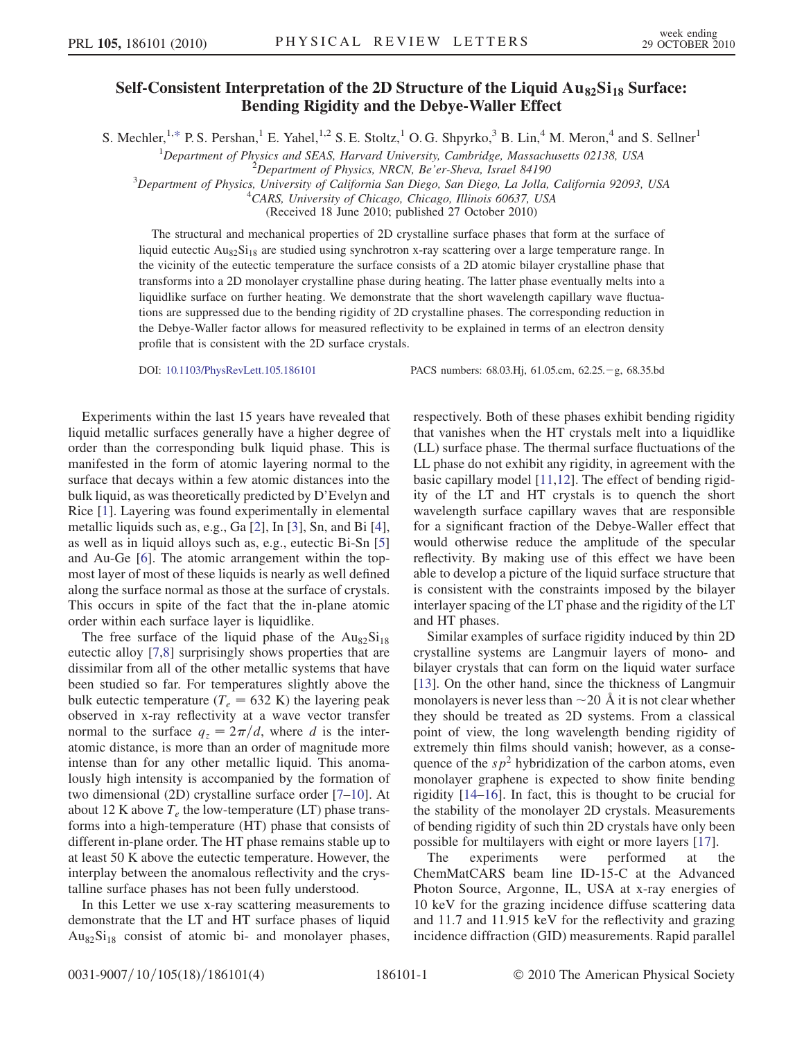# Self-Consistent Interpretation of the 2D Structure of the Liquid $Au_{82}Si_{18}$ Surface: Bending Rigidity and the Debye-Waller Effect

S. Mechler,[1,*] P. S. Pershan,[1] E. Yahel,[1,2] S. E. Stoltz,[1] O. G. Shpyrko,[3] B. Lin,[4] M. Meron,[4] and S. Sellner[1]

[1]Department of Physics and SEAS, Harvard University, Cambridge, Massachusetts 02138, USA
[2]Department of Physics, NRCN, Be'er-Sheva, Israel 84190
[3]Department of Physics, University of California San Diego, San Diego, La Jolla, California 92093, USA
[4]CARS, University of Chicago, Chicago, Illinois 60637, USA

(Received 18 June 2010; published 27 October 2010)

The structural and mechanical properties of 2D crystalline surface phases that form at the surface of liquid eutectic $Au_{82}Si_{18}$ are studied using synchrotron x-ray scattering over a large temperature range. In the vicinity of the eutectic temperature the surface consists of a 2D atomic bilayer crystalline phase that transforms into a 2D monolayer crystalline phase during heating. The latter phase eventually melts into a liquidlike surface on further heating. We demonstrate that the short wavelength capillary wave fluctuations are suppressed due to the bending rigidity of 2D crystalline phases. The corresponding reduction in the Debye-Waller factor allows for measured reflectivity to be explained in terms of an electron density profile that is consistent with the 2D surface crystals.

DOI: 10.1103/PhysRevLett.105.186101 PACS numbers: 68.03.Hj, 61.05.cm, 62.25.−g, 68.35.bd

Experiments within the last 15 years have revealed that liquid metallic surfaces generally have a higher degree of order than the corresponding bulk liquid phase. This is manifested in the form of atomic layering normal to the surface that decays within a few atomic distances into the bulk liquid, as was theoretically predicted by D'Evelyn and Rice [1]. Layering was found experimentally in elemental metallic liquids such as, e.g., Ga [2], In [3], Sn, and Bi [4], as well as in liquid alloys such as, e.g., eutectic Bi-Sn [5] and Au-Ge [6]. The atomic arrangement within the topmost layer of most of these liquids is nearly as well defined along the surface normal as those at the surface of crystals. This occurs in spite of the fact that the in-plane atomic order within each surface layer is liquidlike.

The free surface of the liquid phase of the $Au_{82}Si_{18}$ eutectic alloy [7,8] surprisingly shows properties that are dissimilar from all of the other metallic systems that have been studied so far. For temperatures slightly above the bulk eutectic temperature ($T_e = 632$ K) the layering peak observed in x-ray reflectivity at a wave vector transfer normal to the surface $q_z = 2\pi/d$, where $d$ is the interatomic distance, is more than an order of magnitude more intense than for any other metallic liquid. This anomalously high intensity is accompanied by the formation of two dimensional (2D) crystalline surface order [7–10]. At about 12 K above $T_e$ the low-temperature (LT) phase transforms into a high-temperature (HT) phase that consists of different in-plane order. The HT phase remains stable up to at least 50 K above the eutectic temperature. However, the interplay between the anomalous reflectivity and the crystalline surface phases has not been fully understood.

In this Letter we use x-ray scattering measurements to demonstrate that the LT and HT surface phases of liquid $Au_{82}Si_{18}$ consist of atomic bi- and monolayer phases, respectively. Both of these phases exhibit bending rigidity that vanishes when the HT crystals melt into a liquidlike (LL) surface phase. The thermal surface fluctuations of the LL phase do not exhibit any rigidity, in agreement with the basic capillary model [11,12]. The effect of bending rigidity of the LT and HT crystals is to quench the short wavelength surface capillary waves that are responsible for a significant fraction of the Debye-Waller effect that would otherwise reduce the amplitude of the specular reflectivity. By making use of this effect we have been able to develop a picture of the liquid surface structure that is consistent with the constraints imposed by the bilayer interlayer spacing of the LT phase and the rigidity of the LT and HT phases.

Similar examples of surface rigidity induced by thin 2D crystalline systems are Langmuir layers of mono- and bilayer crystals that can form on the liquid water surface [13]. On the other hand, since the thickness of Langmuir monolayers is never less than ~20 Å it is not clear whether they should be treated as 2D systems. From a classical point of view, the long wavelength bending rigidity of extremely thin films should vanish; however, as a consequence of the $sp^2$ hybridization of the carbon atoms, even monolayer graphene is expected to show finite bending rigidity [14–16]. In fact, this is thought to be crucial for the stability of the monolayer 2D crystals. Measurements of bending rigidity of such thin 2D crystals have only been possible for multilayers with eight or more layers [17].

The experiments were performed at the ChemMatCARS beam line ID-15-C at the Advanced Photon Source, Argonne, IL, USA at x-ray energies of 10 keV for the grazing incidence diffuse scattering data and 11.7 and 11.915 keV for the reflectivity and grazing incidence diffraction (GID) measurements. Rapid parallel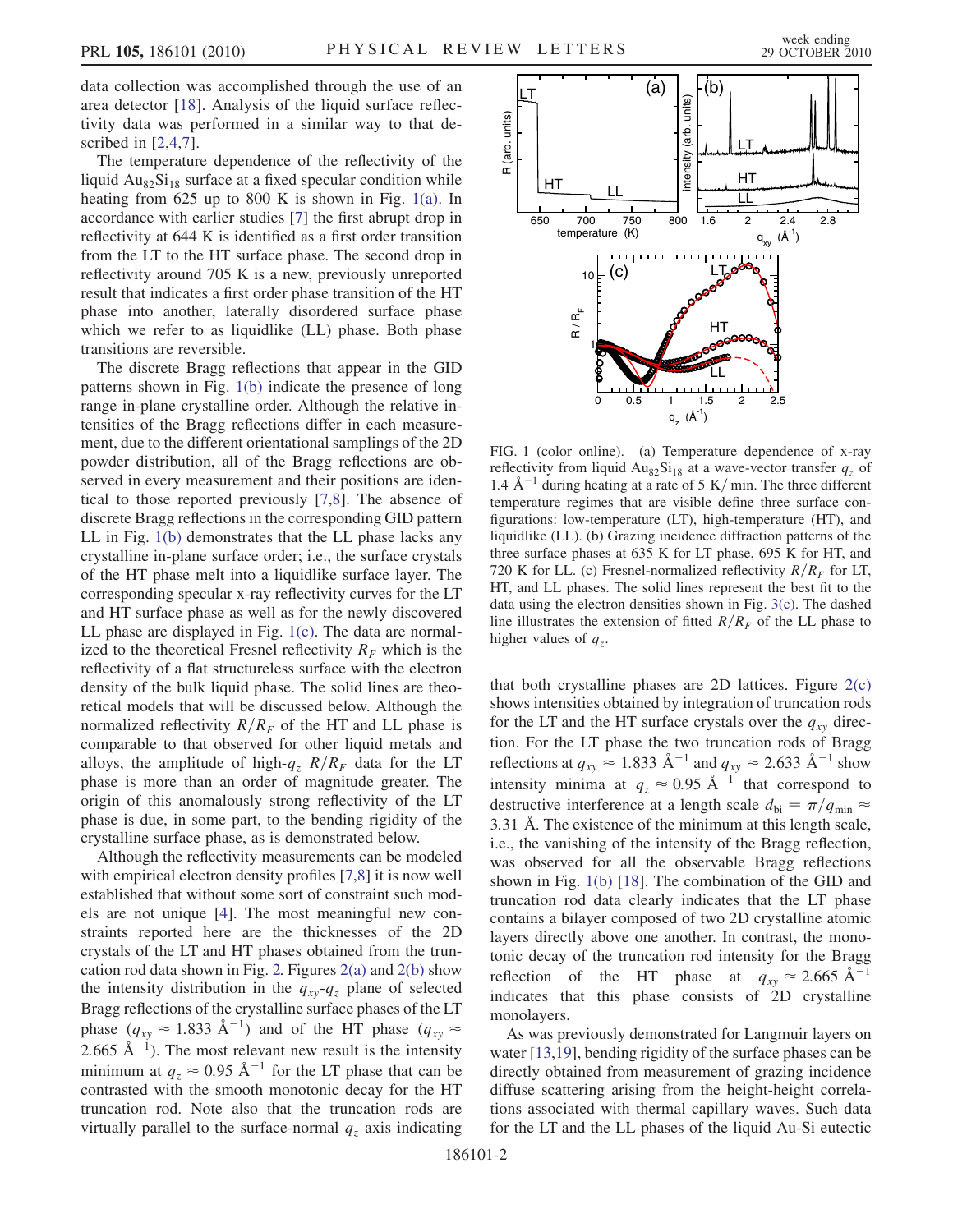data collection was accomplished through the use of an area detector [18]. Analysis of the liquid surface reflectivity data was performed in a similar way to that described in [2,4,7].

The temperature dependence of the reflectivity of the liquid $Au_{82}Si_{18}$ surface at a fixed specular condition while heating from 625 up to 800 K is shown in Fig. 1(a). In accordance with earlier studies [7] the first abrupt drop in reflectivity at 644 K is identified as a first order transition from the LT to the HT surface phase. The second drop in reflectivity around 705 K is a new, previously unreported result that indicates a first order phase transition of the HT phase into another, laterally disordered surface phase which we refer to as liquidlike (LL) phase. Both phase transitions are reversible.

The discrete Bragg reflections that appear in the GID patterns shown in Fig. 1(b) indicate the presence of long range in-plane crystalline order. Although the relative intensities of the Bragg reflections differ in each measurement, due to the different orientational samplings of the 2D powder distribution, all of the Bragg reflections are observed in every measurement and their positions are identical to those reported previously [7,8]. The absence of discrete Bragg reflections in the corresponding GID pattern LL in Fig. 1(b) demonstrates that the LL phase lacks any crystalline in-plane surface order; i.e., the surface crystals of the HT phase melt into a liquidlike surface layer. The corresponding specular x-ray reflectivity curves for the LT and HT surface phase as well as for the newly discovered LL phase are displayed in Fig. 1(c). The data are normalized to the theoretical Fresnel reflectivity $R_F$ which is the reflectivity of a flat structureless surface with the electron density of the bulk liquid phase. The solid lines are theoretical models that will be discussed below. Although the normalized reflectivity $R/R_F$ of the HT and LL phase is comparable to that observed for other liquid metals and alloys, the amplitude of high-$q_z$ $R/R_F$ data for the LT phase is more than an order of magnitude greater. The origin of this anomalously strong reflectivity of the LT phase is due, in some part, to the bending rigidity of the crystalline surface phase, as is demonstrated below.

Although the reflectivity measurements can be modeled with empirical electron density profiles [7,8] it is now well established that without some sort of constraint such models are not unique [4]. The most meaningful new constraints reported here are the thicknesses of the 2D crystals of the LT and HT phases obtained from the truncation rod data shown in Fig. 2. Figures 2(a) and 2(b) show the intensity distribution in the $q_{xy}$-$q_z$ plane of selected Bragg reflections of the crystalline surface phases of the LT phase ($q_{xy} \approx 1.833$ Å$^{-1}$) and of the HT phase ($q_{xy} \approx 2.665$ Å$^{-1}$). The most relevant new result is the intensity minimum at $q_z \approx 0.95$ Å$^{-1}$ for the LT phase that can be contrasted with the smooth monotonic decay for the HT truncation rod. Note also that the truncation rods are virtually parallel to the surface-normal $q_z$ axis indicating that both crystalline phases are 2D lattices. Figure 2(c) shows intensities obtained by integration of truncation rods for the LT and the HT surface crystals over the $q_{xy}$ direction. For the LT phase the two truncation rods of Bragg reflections at $q_{xy} \approx 1.833$ Å$^{-1}$ and $q_{xy} \approx 2.633$ Å$^{-1}$ show intensity minima at $q_z \approx 0.95$ Å$^{-1}$ that correspond to destructive interference at a length scale $d_{bi} = \pi/q_{min} \approx 3.31$ Å. The existence of the minimum at this length scale, i.e., the vanishing of the intensity of the Bragg reflection, was observed for all the observable Bragg reflections shown in Fig. 1(b) [18]. The combination of the GID and truncation rod data clearly indicates that the LT phase contains a bilayer composed of two 2D crystalline atomic layers directly above one another. In contrast, the monotonic decay of the truncation rod intensity for the Bragg reflection of the HT phase at $q_{xy} \approx 2.665$ Å$^{-1}$ indicates that this phase consists of 2D crystalline monolayers.

As was previously demonstrated for Langmuir layers on water [13,19], bending rigidity of the surface phases can be directly obtained from measurement of grazing incidence diffuse scattering arising from the height-height correlations associated with thermal capillary waves. Such data for the LT and the LL phases of the liquid Au-Si eutectic

FIG. 1 (color online). (a) Temperature dependence of x-ray reflectivity from liquid $Au_{82}Si_{18}$ at a wave-vector transfer $q_z$ of 1.4 Å$^{-1}$ during heating at a rate of 5 K/min. The three different temperature regimes that are visible define three surface configurations: low-temperature (LT), high-temperature (HT), and liquidlike (LL). (b) Grazing incidence diffraction patterns of the three surface phases at 635 K for LT phase, 695 K for HT, and 720 K for LL. (c) Fresnel-normalized reflectivity $R/R_F$ for LT, HT, and LL phases. The solid lines represent the best fit to the data using the electron densities shown in Fig. 3(c). The dashed line illustrates the extension of fitted $R/R_F$ of the LL phase to higher values of $q_z$.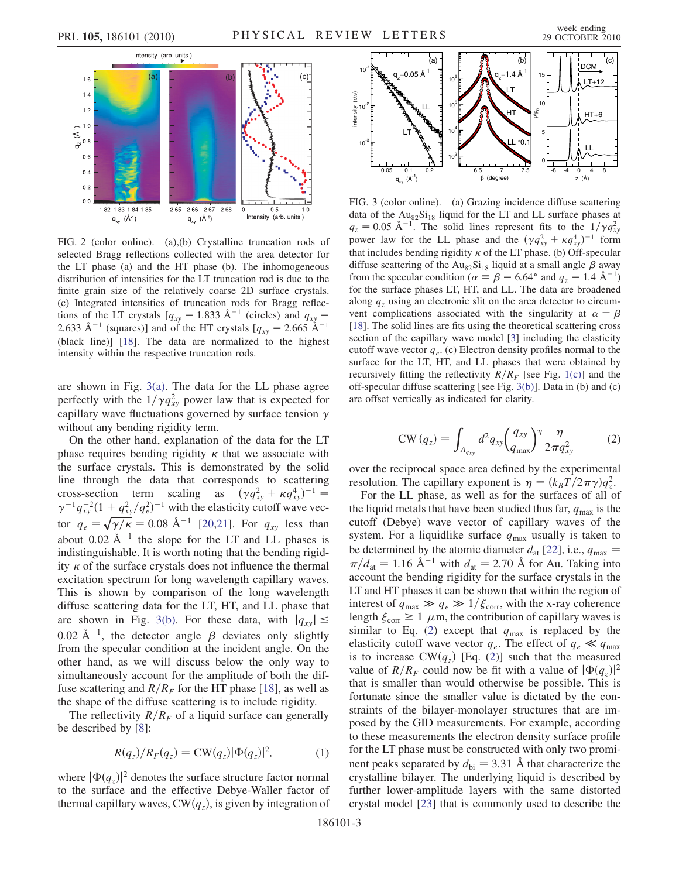FIG. 2 (color online). (a),(b) Crystalline truncation rods of selected Bragg reflections collected with the area detector for the LT phase (a) and the HT phase (b). The inhomogeneous distribution of intensities for the LT truncation rod is due to the finite grain size of the relatively coarse 2D surface crystals. (c) Integrated intensities of truncation rods for Bragg reflections of the LT crystals [$q_{xy} = 1.833$ Å$^{-1}$ (circles) and $q_{xy} = 2.633$ Å$^{-1}$ (squares)] and of the HT crystals [$q_{xy} = 2.665$ Å$^{-1}$ (black line)] [18]. The data are normalized to the highest intensity within the respective truncation rods.

are shown in Fig. 3(a). The data for the LL phase agree perfectly with the $1/\gamma q_{xy}^2$ power law that is expected for capillary wave fluctuations governed by surface tension $\gamma$ without any bending rigidity term.

On the other hand, explanation of the data for the LT phase requires bending rigidity $\kappa$ that we associate with the surface crystals. This is demonstrated by the solid line through the data that corresponds to scattering cross-section term scaling as $(\gamma q_{xy}^2 + \kappa q_{xy}^4)^{-1} = \gamma^{-1} q_{xy}^{-2}(1 + q_{xy}^2/q_e^2)^{-1}$ with the elasticity cutoff wave vector $q_e = \sqrt{\gamma/\kappa} = 0.08$ Å$^{-1}$ [20,21]. For $q_{xy}$ less than about 0.02 Å$^{-1}$ the slope for the LT and LL phases is indistinguishable. It is worth noting that the bending rigidity $\kappa$ of the surface crystals does not influence the thermal excitation spectrum for long wavelength capillary waves. This is shown by comparison of the long wavelength diffuse scattering data for the LT, HT, and LL phase that are shown in Fig. 3(b). For these data, with $|q_{xy}| \leq 0.02$ Å$^{-1}$, the detector angle $\beta$ deviates only slightly from the specular condition at the incident angle. On the other hand, as we will discuss below the only way to simultaneously account for the amplitude of both the diffuse scattering and $R/R_F$ for the HT phase [18], as well as the shape of the diffuse scattering is to include rigidity.

The reflectivity $R/R_F$ of a liquid surface can generally be described by [8]:

$$R(q_z)/R_F(q_z) = \text{CW}(q_z)|\Phi(q_z)|^2, \qquad (1)$$

where $|\Phi(q_z)|^2$ denotes the surface structure factor normal to the surface and the effective Debye-Waller factor of thermal capillary waves, $\text{CW}(q_z)$, is given by integration of

FIG. 3 (color online). (a) Grazing incidence diffuse scattering data of the $Au_{82}Si_{18}$ liquid for the LT and LL surface phases at $q_z = 0.05$ Å$^{-1}$. The solid lines represent fits to the $1/\gamma q_{xy}^2$ power law for the LL phase and the $(\gamma q_{xy}^2 + \kappa q_{xy}^4)^{-1}$ form that includes bending rigidity $\kappa$ of the LT phase. (b) Off-specular diffuse scattering of the $Au_{82}Si_{18}$ liquid at a small angle $\beta$ away from the specular condition ($\alpha \equiv \beta = 6.64°$ and $q_z = 1.4$ Å$^{-1}$) for the surface phases LT, HT, and LL. The data are broadened along $q_z$ using an electronic slit on the area detector to circumvent complications associated with the singularity at $\alpha = \beta$ [18]. The solid lines are fits using the theoretical scattering cross section of the capillary wave model [3] including the elasticity cutoff wave vector $q_e$. (c) Electron density profiles normal to the surface for the LT, HT, and LL phases that were obtained by recursively fitting the reflectivity $R/R_F$ [see Fig. 1(c)] and the off-specular diffuse scattering [see Fig. 3(b)]. Data in (b) and (c) are offset vertically as indicated for clarity.

$$\text{CW}(q_z) = \int_{A_{q_{xy}}} d^2 q_{xy} \left(\frac{q_{xy}}{q_{max}}\right)^{\eta} \frac{\eta}{2\pi q_{xy}^2} \qquad (2)$$

over the reciprocal space area defined by the experimental resolution. The capillary exponent is $\eta = (k_B T/2\pi\gamma)q_z^2$.

For the LL phase, as well as for the surfaces of all of the liquid metals that have been studied thus far, $q_{max}$ is the cutoff (Debye) wave vector of capillary waves of the system. For a liquidlike surface $q_{max}$ usually is taken to be determined by the atomic diameter $d_{at}$ [22], i.e., $q_{max} = \pi/d_{at} = 1.16$ Å$^{-1}$ with $d_{at} = 2.70$ Å for Au. Taking into account the bending rigidity for the surface crystals in the LT and HT phases it can be shown that within the region of interest of $q_{max} \gg q_e \gg 1/\xi_{corr}$, with the x-ray coherence length $\xi_{corr} \geq 1$ $\mu$m, the contribution of capillary waves is similar to Eq. (2) except that $q_{max}$ is replaced by the elasticity cutoff wave vector $q_e$. The effect of $q_e \ll q_{max}$ is to increase $\text{CW}(q_z)$ [Eq. (2)] such that the measured value of $R/R_F$ could now be fit with a value of $|\Phi(q_z)|^2$ that is smaller than would otherwise be possible. This is fortunate since the smaller value is dictated by the constraints of the bilayer-monolayer structures that are imposed by the GID measurements. For example, according to these measurements the electron density surface profile for the LT phase must be constructed with only two prominent peaks separated by $d_{bi} = 3.31$ Å that characterize the crystalline bilayer. The underlying liquid is described by further lower-amplitude layers with the same distorted crystal model [23] that is commonly used to describe the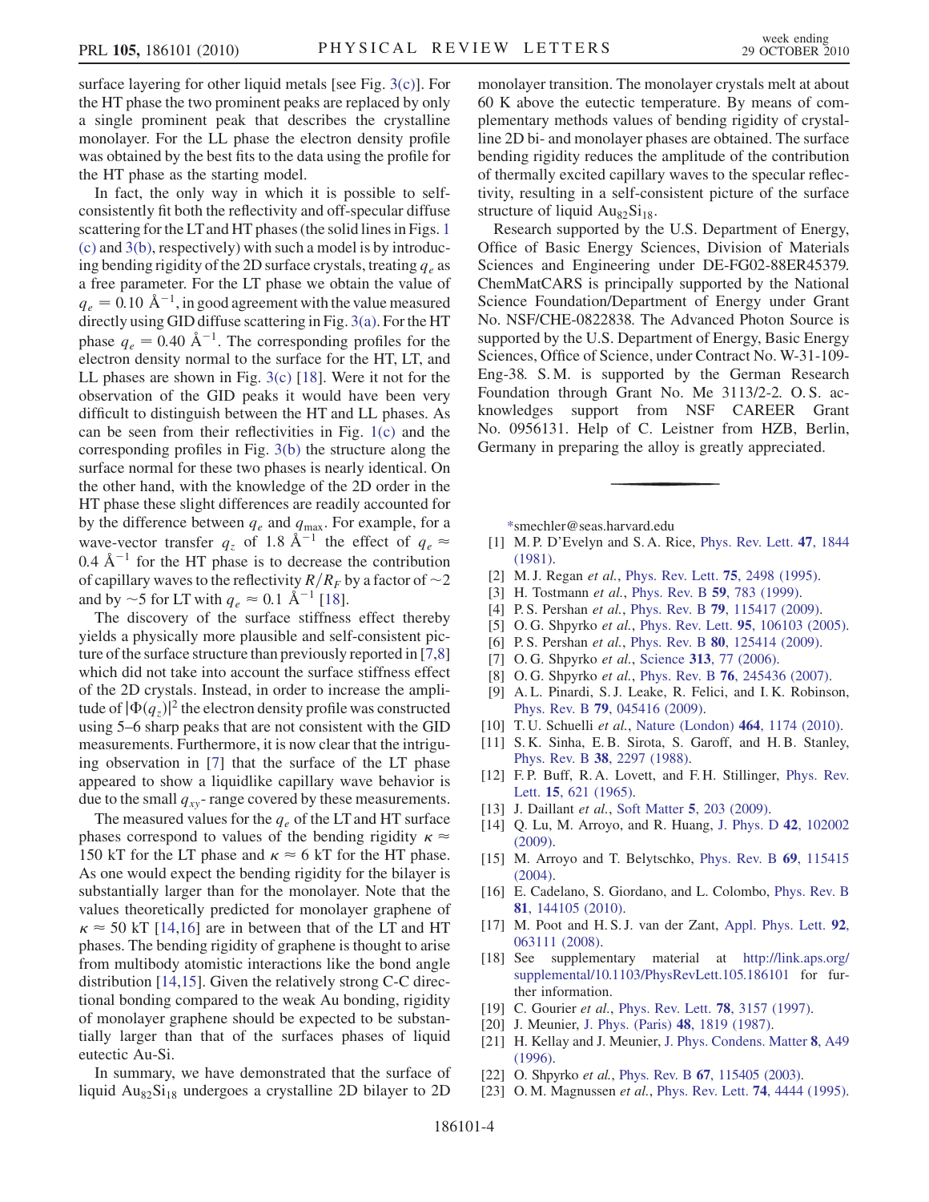surface layering for other liquid metals [see Fig. 3(c)]. For the HT phase the two prominent peaks are replaced by only a single prominent peak that describes the crystalline monolayer. For the LL phase the electron density profile was obtained by the best fits to the data using the profile for the HT phase as the starting model.

In fact, the only way in which it is possible to self-consistently fit both the reflectivity and off-specular diffuse scattering for the LT and HT phases (the solid lines in Figs. 1(c) and 3(b), respectively) with such a model is by introducing bending rigidity of the 2D surface crystals, treating $q_e$ as a free parameter. For the LT phase we obtain the value of $q_e = 0.10$ Å$^{-1}$, in good agreement with the value measured directly using GID diffuse scattering in Fig. 3(a). For the HT phase $q_e = 0.40$ Å$^{-1}$. The corresponding profiles for the electron density normal to the surface for the HT, LT, and LL phases are shown in Fig. 3(c) [18]. Were it not for the observation of the GID peaks it would have been very difficult to distinguish between the HT and LL phases. As can be seen from their reflectivities in Fig. 1(c) and the corresponding profiles in Fig. 3(b) the structure along the surface normal for these two phases is nearly identical. On the other hand, with the knowledge of the 2D order in the HT phase these slight differences are readily accounted for by the difference between $q_e$ and $q_{max}$. For example, for a wave-vector transfer $q_z$ of 1.8 Å$^{-1}$ the effect of $q_e \approx 0.4$ Å$^{-1}$ for the HT phase is to decrease the contribution of capillary waves to the reflectivity $R/R_F$ by a factor of $\sim 2$ and by $\sim 5$ for LT with $q_e \approx 0.1$ Å$^{-1}$ [18].

The discovery of the surface stiffness effect thereby yields a physically more plausible and self-consistent picture of the surface structure than previously reported in [7,8] which did not take into account the surface stiffness effect of the 2D crystals. Instead, in order to increase the amplitude of $|\Phi(q_z)|^2$ the electron density profile was constructed using 5–6 sharp peaks that are not consistent with the GID measurements. Furthermore, it is now clear that the intriguing observation in [7] that the surface of the LT phase appeared to show a liquidlike capillary wave behavior is due to the small $q_{xy}$- range covered by these measurements.

The measured values for the $q_e$ of the LT and HT surface phases correspond to values of the bending rigidity $\kappa \approx 150$ kT for the LT phase and $\kappa \approx 6$ kT for the HT phase. As one would expect the bending rigidity for the bilayer is substantially larger than for the monolayer. Note that the values theoretically predicted for monolayer graphene of $\kappa \approx 50$ kT [14,16] are in between that of the LT and HT phases. The bending rigidity of graphene is thought to arise from multibody atomistic interactions like the bond angle distribution [14,15]. Given the relatively strong C-C directional bonding compared to the weak Au bonding, rigidity of monolayer graphene should be expected to be substantially larger than that of the surfaces phases of liquid eutectic Au-Si.

In summary, we have demonstrated that the surface of liquid $Au_{82}Si_{18}$ undergoes a crystalline 2D bilayer to 2D monolayer transition. The monolayer crystals melt at about 60 K above the eutectic temperature. By means of complementary methods values of bending rigidity of crystalline 2D bi- and monolayer phases are obtained. The surface bending rigidity reduces the amplitude of the contribution of thermally excited capillary waves to the specular reflectivity, resulting in a self-consistent picture of the surface structure of liquid $Au_{82}Si_{18}$.

Research supported by the U.S. Department of Energy, Office of Basic Energy Sciences, Division of Materials Sciences and Engineering under DE-FG02-88ER45379. ChemMatCARS is principally supported by the National Science Foundation/Department of Energy under Grant No. NSF/CHE-0822838. The Advanced Photon Source is supported by the U.S. Department of Energy, Basic Energy Sciences, Office of Science, under Contract No. W-31-109-Eng-38. S. M. is supported by the German Research Foundation through Grant No. Me 3113/2-2. O. S. acknowledges support from NSF CAREER Grant No. 0956131. Help of C. Leistner from HZB, Berlin, Germany in preparing the alloy is greatly appreciated.

---

*smechler@seas.harvard.edu

[1] M. P. D'Evelyn and S. A. Rice, Phys. Rev. Lett. **47**, 1844 (1981).

[2] M. J. Regan *et al.*, Phys. Rev. Lett. **75**, 2498 (1995).

[3] H. Tostmann *et al.*, Phys. Rev. B **59**, 783 (1999).

[4] P. S. Pershan *et al.*, Phys. Rev. B **79**, 115417 (2009).

[5] O. G. Shpyrko *et al.*, Phys. Rev. Lett. **95**, 106103 (2005).

[6] P. S. Pershan *et al.*, Phys. Rev. B **80**, 125414 (2009).

[7] O. G. Shpyrko *et al.*, Science **313**, 77 (2006).

[8] O. G. Shpyrko *et al.*, Phys. Rev. B **76**, 245436 (2007).

[9] A. L. Pinardi, S. J. Leake, R. Felici, and I. K. Robinson, Phys. Rev. B **79**, 045416 (2009).

[10] T. U. Schuelli *et al.*, Nature (London) **464**, 1174 (2010).

[11] S. K. Sinha, E. B. Sirota, S. Garoff, and H. B. Stanley, Phys. Rev. B **38**, 2297 (1988).

[12] F. P. Buff, R. A. Lovett, and F. H. Stillinger, Phys. Rev. Lett. **15**, 621 (1965).

[13] J. Daillant *et al.*, Soft Matter **5**, 203 (2009).

[14] Q. Lu, M. Arroyo, and R. Huang, J. Phys. D **42**, 102002 (2009).

[15] M. Arroyo and T. Belytschko, Phys. Rev. B **69**, 115415 (2004).

[16] E. Cadelano, S. Giordano, and L. Colombo, Phys. Rev. B **81**, 144105 (2010).

[17] M. Poot and H. S. J. van der Zant, Appl. Phys. Lett. **92**, 063111 (2008).

[18] See supplementary material at http://link.aps.org/supplemental/10.1103/PhysRevLett.105.186101 for further information.

[19] C. Gourier *et al.*, Phys. Rev. Lett. **78**, 3157 (1997).

[20] J. Meunier, J. Phys. (Paris) **48**, 1819 (1987).

[21] H. Kellay and J. Meunier, J. Phys. Condens. Matter **8**, A49 (1996).

[22] O. Shpyrko *et al.*, Phys. Rev. B **67**, 115405 (2003).

[23] O. M. Magnussen *et al.*, Phys. Rev. Lett. **74**, 4444 (1995).